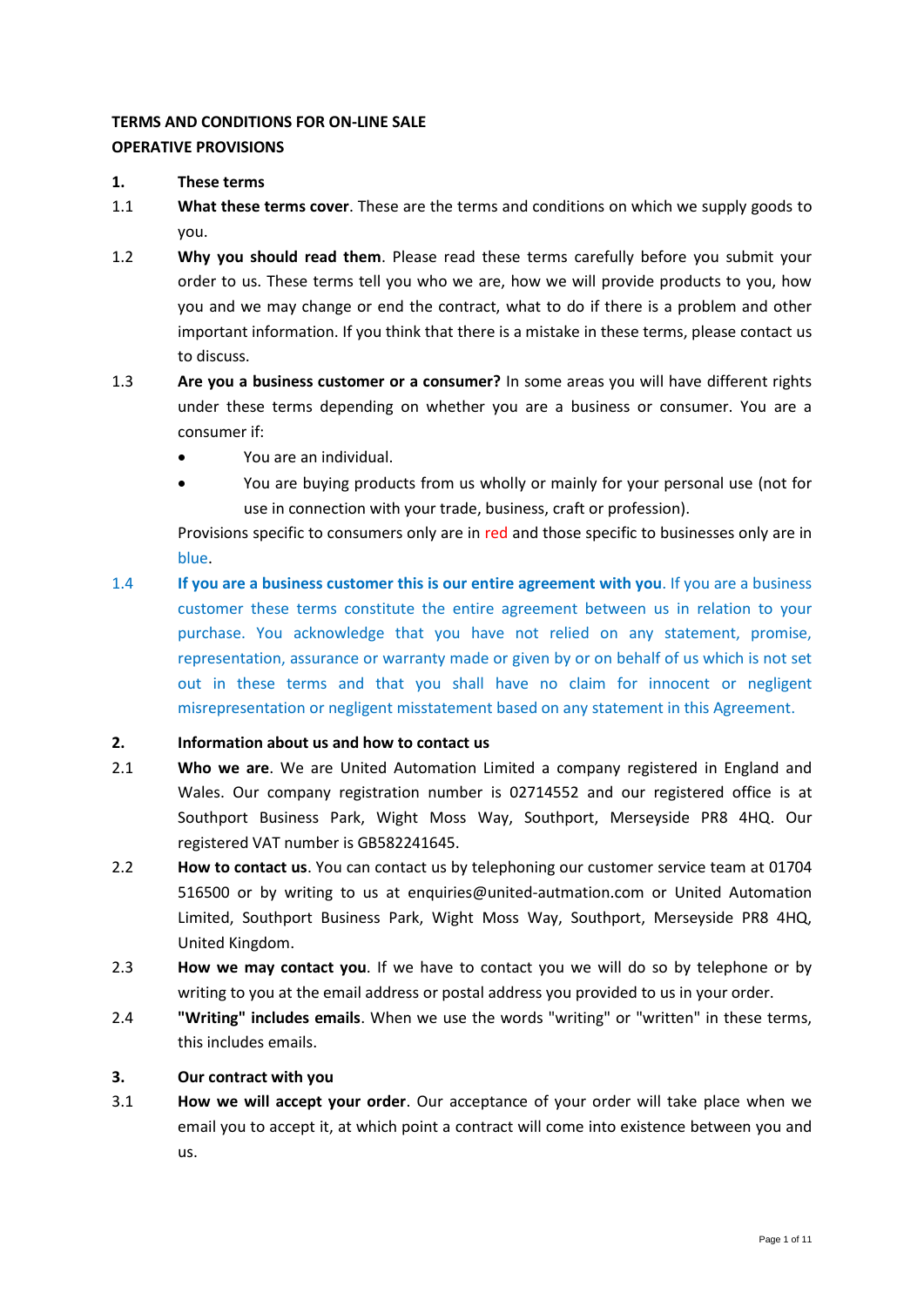**TERMS AND CONDITIONS FOR ON-LINE SALE**
**OPERATIVE PROVISIONS**

**1. These terms**

1.1 **What these terms cover**. These are the terms and conditions on which we supply goods to you.

1.2 **Why you should read them**. Please read these terms carefully before you submit your order to us. These terms tell you who we are, how we will provide products to you, how you and we may change or end the contract, what to do if there is a problem and other important information. If you think that there is a mistake in these terms, please contact us to discuss.

1.3 **Are you a business customer or a consumer?** In some areas you will have different rights under these terms depending on whether you are a business or consumer. You are a consumer if:

- You are an individual.
- You are buying products from us wholly or mainly for your personal use (not for use in connection with your trade, business, craft or profession).

Provisions specific to consumers only are in red and those specific to businesses only are in blue.

1.4 **If you are a business customer this is our entire agreement with you**. If you are a business customer these terms constitute the entire agreement between us in relation to your purchase. You acknowledge that you have not relied on any statement, promise, representation, assurance or warranty made or given by or on behalf of us which is not set out in these terms and that you shall have no claim for innocent or negligent misrepresentation or negligent misstatement based on any statement in this Agreement.

**2. Information about us and how to contact us**

2.1 **Who we are**. We are United Automation Limited a company registered in England and Wales. Our company registration number is 02714552 and our registered office is at Southport Business Park, Wight Moss Way, Southport, Merseyside PR8 4HQ. Our registered VAT number is GB582241645.

2.2 **How to contact us**. You can contact us by telephoning our customer service team at 01704 516500 or by writing to us at enquiries@united-autmation.com or United Automation Limited, Southport Business Park, Wight Moss Way, Southport, Merseyside PR8 4HQ, United Kingdom.

2.3 **How we may contact you**. If we have to contact you we will do so by telephone or by writing to you at the email address or postal address you provided to us in your order.

2.4 **"Writing" includes emails**. When we use the words "writing" or "written" in these terms, this includes emails.

**3. Our contract with you**

3.1 **How we will accept your order**. Our acceptance of your order will take place when we email you to accept it, at which point a contract will come into existence between you and us.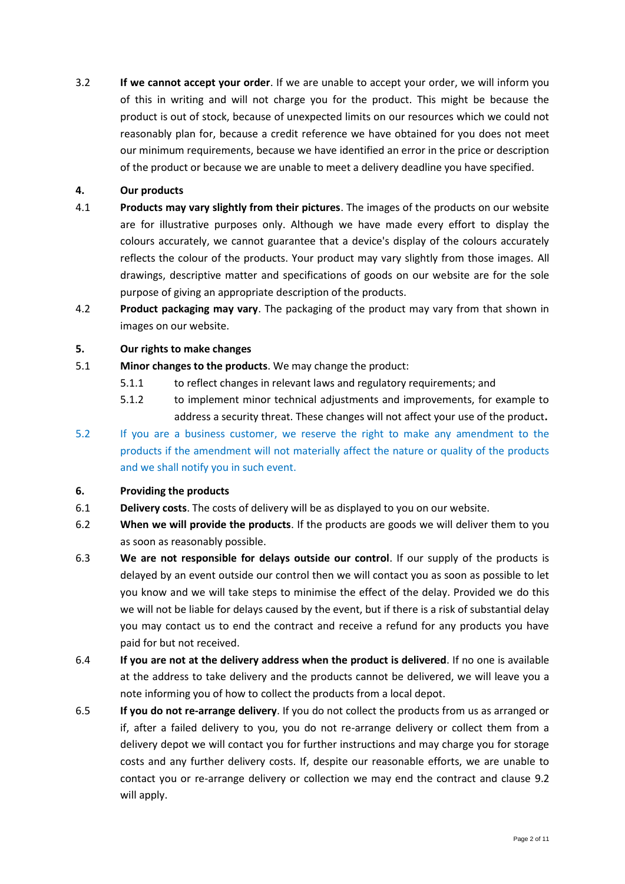3.2 **If we cannot accept your order**. If we are unable to accept your order, we will inform you of this in writing and will not charge you for the product. This might be because the product is out of stock, because of unexpected limits on our resources which we could not reasonably plan for, because a credit reference we have obtained for you does not meet our minimum requirements, because we have identified an error in the price or description of the product or because we are unable to meet a delivery deadline you have specified.

**4. Our products**

4.1 **Products may vary slightly from their pictures**. The images of the products on our website are for illustrative purposes only. Although we have made every effort to display the colours accurately, we cannot guarantee that a device's display of the colours accurately reflects the colour of the products. Your product may vary slightly from those images. All drawings, descriptive matter and specifications of goods on our website are for the sole purpose of giving an appropriate description of the products.

4.2 **Product packaging may vary**. The packaging of the product may vary from that shown in images on our website.

**5. Our rights to make changes**

5.1 **Minor changes to the products**. We may change the product:

5.1.1 to reflect changes in relevant laws and regulatory requirements; and

5.1.2 to implement minor technical adjustments and improvements, for example to address a security threat. These changes will not affect your use of the product**.**

5.2 If you are a business customer, we reserve the right to make any amendment to the products if the amendment will not materially affect the nature or quality of the products and we shall notify you in such event.

**6. Providing the products**

6.1 **Delivery costs**. The costs of delivery will be as displayed to you on our website.

6.2 **When we will provide the products**. If the products are goods we will deliver them to you as soon as reasonably possible.

6.3 **We are not responsible for delays outside our control**. If our supply of the products is delayed by an event outside our control then we will contact you as soon as possible to let you know and we will take steps to minimise the effect of the delay. Provided we do this we will not be liable for delays caused by the event, but if there is a risk of substantial delay you may contact us to end the contract and receive a refund for any products you have paid for but not received.

6.4 **If you are not at the delivery address when the product is delivered**. If no one is available at the address to take delivery and the products cannot be delivered, we will leave you a note informing you of how to collect the products from a local depot.

6.5 **If you do not re-arrange delivery**. If you do not collect the products from us as arranged or if, after a failed delivery to you, you do not re-arrange delivery or collect them from a delivery depot we will contact you for further instructions and may charge you for storage costs and any further delivery costs. If, despite our reasonable efforts, we are unable to contact you or re-arrange delivery or collection we may end the contract and clause 9.2 will apply.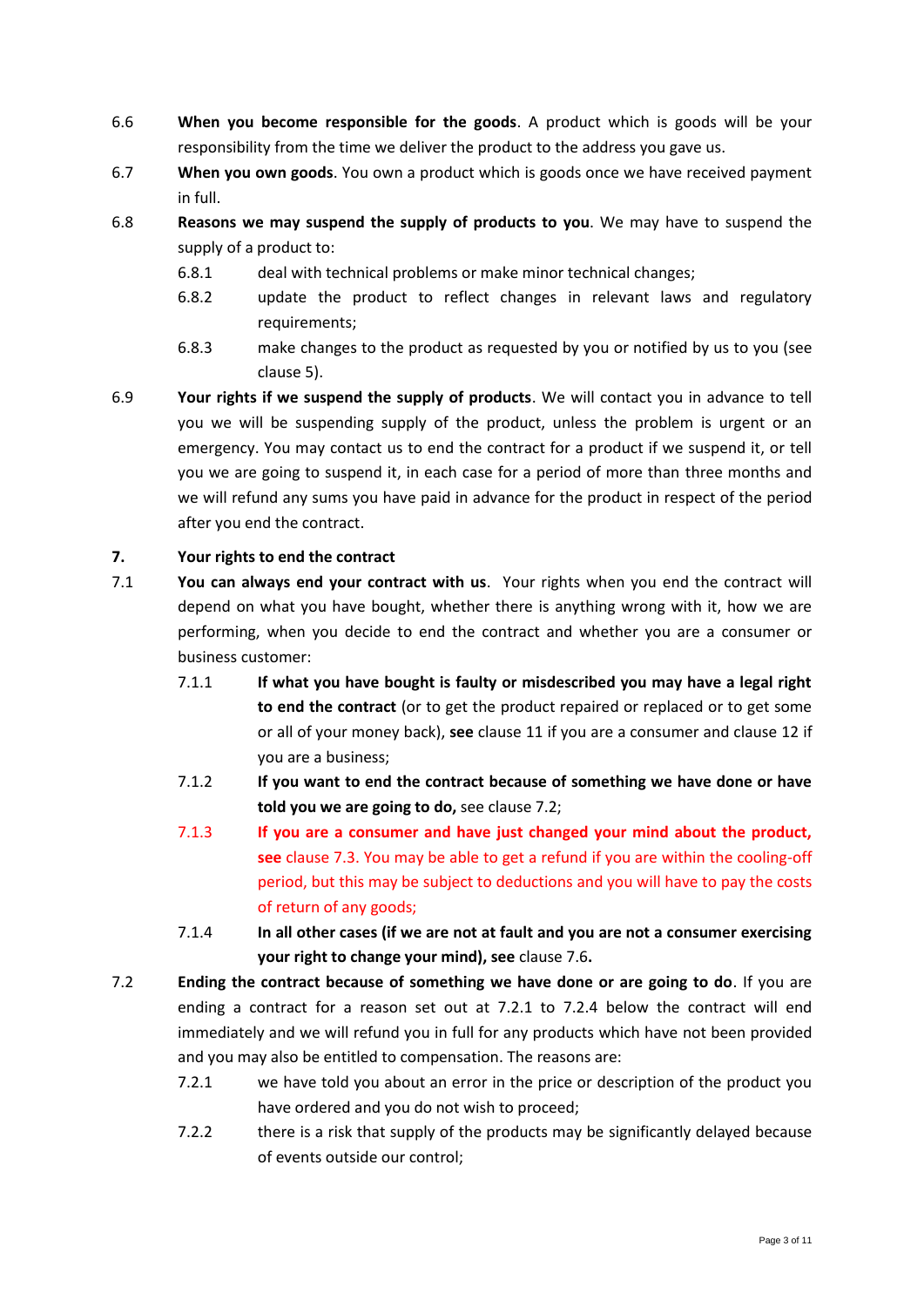6.6 **When you become responsible for the goods**. A product which is goods will be your responsibility from the time we deliver the product to the address you gave us.

6.7 **When you own goods**. You own a product which is goods once we have received payment in full.

6.8 **Reasons we may suspend the supply of products to you**. We may have to suspend the supply of a product to:

- 6.8.1 deal with technical problems or make minor technical changes;
- 6.8.2 update the product to reflect changes in relevant laws and regulatory requirements;
- 6.8.3 make changes to the product as requested by you or notified by us to you (see clause 5).

6.9 **Your rights if we suspend the supply of products**. We will contact you in advance to tell you we will be suspending supply of the product, unless the problem is urgent or an emergency. You may contact us to end the contract for a product if we suspend it, or tell you we are going to suspend it, in each case for a period of more than three months and we will refund any sums you have paid in advance for the product in respect of the period after you end the contract.

## 7. Your rights to end the contract

7.1 **You can always end your contract with us**. Your rights when you end the contract will depend on what you have bought, whether there is anything wrong with it, how we are performing, when you decide to end the contract and whether you are a consumer or business customer:

- 7.1.1 **If what you have bought is faulty or misdescribed you may have a legal right to end the contract** (or to get the product repaired or replaced or to get some or all of your money back), **see** clause 11 if you are a consumer and clause 12 if you are a business;
- 7.1.2 **If you want to end the contract because of something we have done or have told you we are going to do,** see clause 7.2;
- 7.1.3 **If you are a consumer and have just changed your mind about the product, see** clause 7.3. You may be able to get a refund if you are within the cooling-off period, but this may be subject to deductions and you will have to pay the costs of return of any goods;
- 7.1.4 **In all other cases (if we are not at fault and you are not a consumer exercising your right to change your mind), see** clause 7.6**.**

7.2 **Ending the contract because of something we have done or are going to do**. If you are ending a contract for a reason set out at 7.2.1 to 7.2.4 below the contract will end immediately and we will refund you in full for any products which have not been provided and you may also be entitled to compensation. The reasons are:

- 7.2.1 we have told you about an error in the price or description of the product you have ordered and you do not wish to proceed;
- 7.2.2 there is a risk that supply of the products may be significantly delayed because of events outside our control;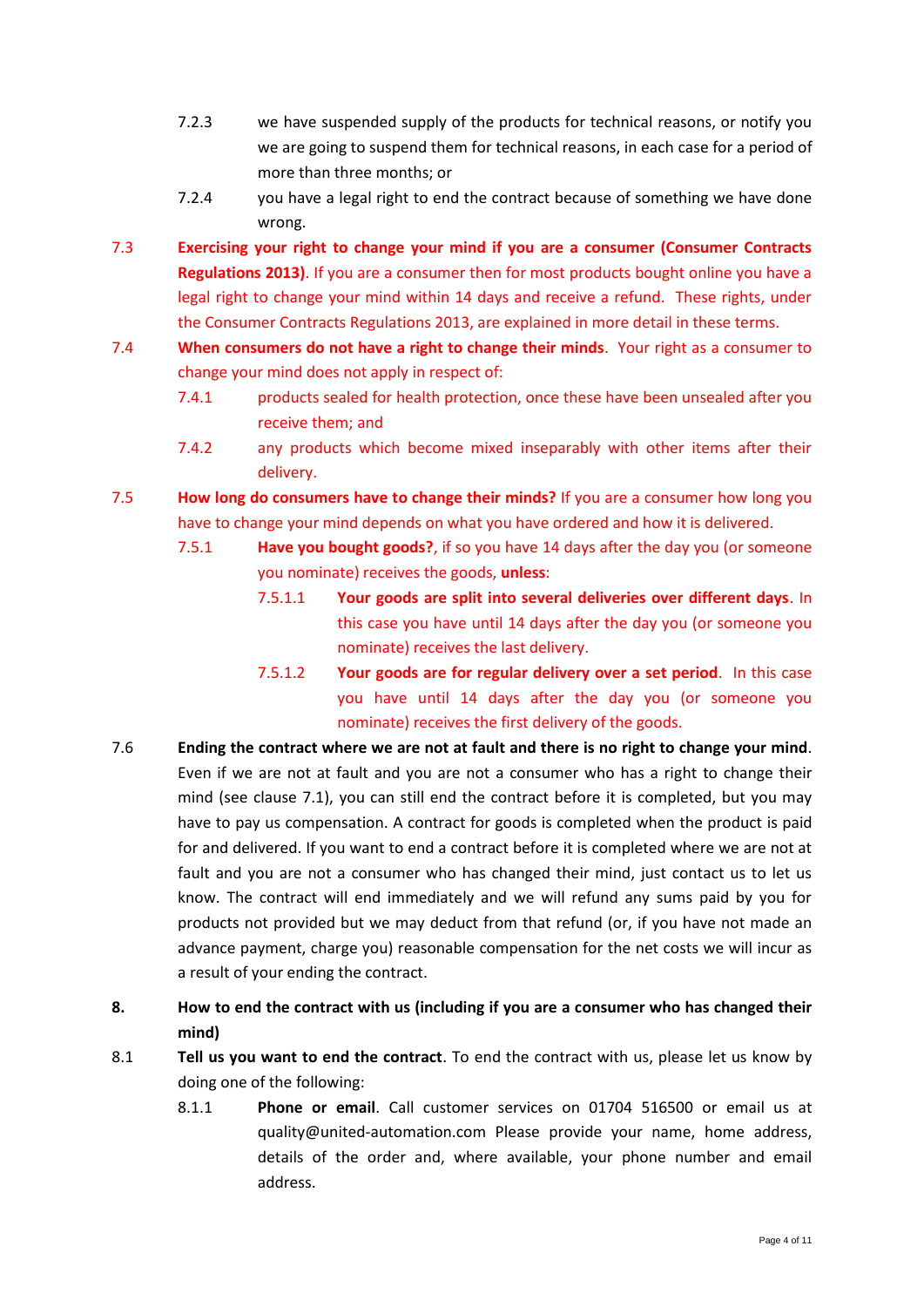7.2.3 we have suspended supply of the products for technical reasons, or notify you we are going to suspend them for technical reasons, in each case for a period of more than three months; or

7.2.4 you have a legal right to end the contract because of something we have done wrong.

7.3 **Exercising your right to change your mind if you are a consumer (Consumer Contracts Regulations 2013)**. If you are a consumer then for most products bought online you have a legal right to change your mind within 14 days and receive a refund. These rights, under the Consumer Contracts Regulations 2013, are explained in more detail in these terms.

7.4 **When consumers do not have a right to change their minds**. Your right as a consumer to change your mind does not apply in respect of:

7.4.1 products sealed for health protection, once these have been unsealed after you receive them; and

7.4.2 any products which become mixed inseparably with other items after their delivery.

7.5 **How long do consumers have to change their minds?** If you are a consumer how long you have to change your mind depends on what you have ordered and how it is delivered.

7.5.1 **Have you bought goods?**, if so you have 14 days after the day you (or someone you nominate) receives the goods, **unless**:

7.5.1.1 **Your goods are split into several deliveries over different days**. In this case you have until 14 days after the day you (or someone you nominate) receives the last delivery.

7.5.1.2 **Your goods are for regular delivery over a set period**. In this case you have until 14 days after the day you (or someone you nominate) receives the first delivery of the goods.

7.6 **Ending the contract where we are not at fault and there is no right to change your mind**. Even if we are not at fault and you are not a consumer who has a right to change their mind (see clause 7.1), you can still end the contract before it is completed, but you may have to pay us compensation. A contract for goods is completed when the product is paid for and delivered. If you want to end a contract before it is completed where we are not at fault and you are not a consumer who has changed their mind, just contact us to let us know. The contract will end immediately and we will refund any sums paid by you for products not provided but we may deduct from that refund (or, if you have not made an advance payment, charge you) reasonable compensation for the net costs we will incur as a result of your ending the contract.

## 8. How to end the contract with us (including if you are a consumer who has changed their mind)

8.1 **Tell us you want to end the contract**. To end the contract with us, please let us know by doing one of the following:

8.1.1 **Phone or email**. Call customer services on 01704 516500 or email us at quality@united-automation.com Please provide your name, home address, details of the order and, where available, your phone number and email address.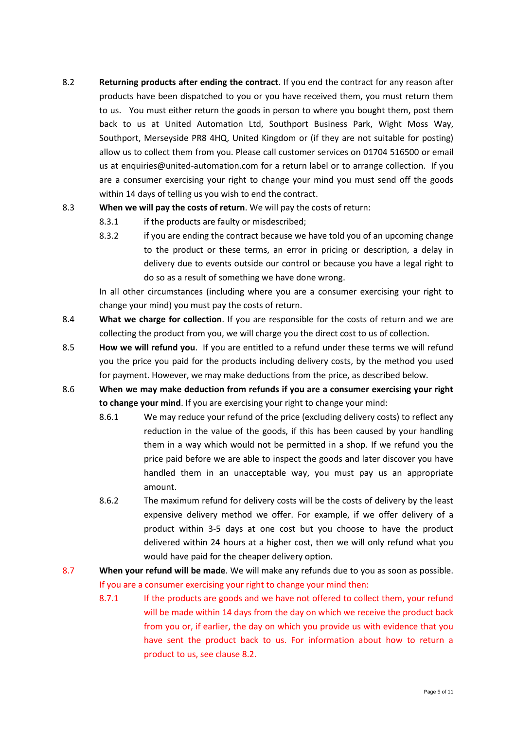8.2 **Returning products after ending the contract**. If you end the contract for any reason after products have been dispatched to you or you have received them, you must return them to us. You must either return the goods in person to where you bought them, post them back to us at United Automation Ltd, Southport Business Park, Wight Moss Way, Southport, Merseyside PR8 4HQ, United Kingdom or (if they are not suitable for posting) allow us to collect them from you. Please call customer services on 01704 516500 or email us at enquiries@united-automation.com for a return label or to arrange collection. If you are a consumer exercising your right to change your mind you must send off the goods within 14 days of telling us you wish to end the contract.

8.3 **When we will pay the costs of return**. We will pay the costs of return:

- 8.3.1 if the products are faulty or misdescribed;
- 8.3.2 if you are ending the contract because we have told you of an upcoming change to the product or these terms, an error in pricing or description, a delay in delivery due to events outside our control or because you have a legal right to do so as a result of something we have done wrong.

In all other circumstances (including where you are a consumer exercising your right to change your mind) you must pay the costs of return.

8.4 **What we charge for collection**. If you are responsible for the costs of return and we are collecting the product from you, we will charge you the direct cost to us of collection.

8.5 **How we will refund you**. If you are entitled to a refund under these terms we will refund you the price you paid for the products including delivery costs, by the method you used for payment. However, we may make deductions from the price, as described below.

8.6 **When we may make deduction from refunds if you are a consumer exercising your right to change your mind**. If you are exercising your right to change your mind:

- 8.6.1 We may reduce your refund of the price (excluding delivery costs) to reflect any reduction in the value of the goods, if this has been caused by your handling them in a way which would not be permitted in a shop. If we refund you the price paid before we are able to inspect the goods and later discover you have handled them in an unacceptable way, you must pay us an appropriate amount.
- 8.6.2 The maximum refund for delivery costs will be the costs of delivery by the least expensive delivery method we offer. For example, if we offer delivery of a product within 3-5 days at one cost but you choose to have the product delivered within 24 hours at a higher cost, then we will only refund what you would have paid for the cheaper delivery option.

8.7 **When your refund will be made**. We will make any refunds due to you as soon as possible. If you are a consumer exercising your right to change your mind then:

- 8.7.1 If the products are goods and we have not offered to collect them, your refund will be made within 14 days from the day on which we receive the product back from you or, if earlier, the day on which you provide us with evidence that you have sent the product back to us. For information about how to return a product to us, see clause 8.2.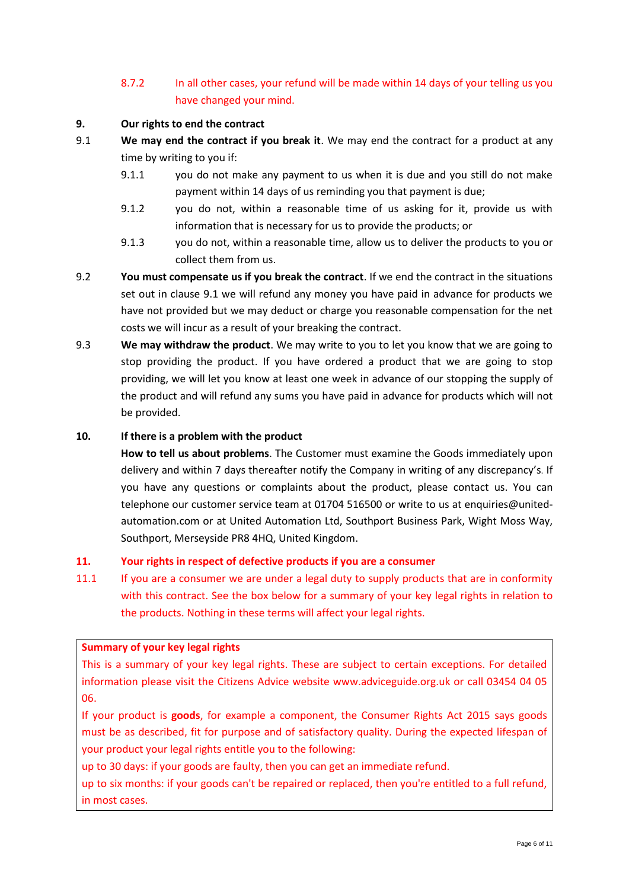8.7.2 In all other cases, your refund will be made within 14 days of your telling us you have changed your mind.

**9. Our rights to end the contract**

9.1 **We may end the contract if you break it**. We may end the contract for a product at any time by writing to you if:

9.1.1 you do not make any payment to us when it is due and you still do not make payment within 14 days of us reminding you that payment is due;

9.1.2 you do not, within a reasonable time of us asking for it, provide us with information that is necessary for us to provide the products; or

9.1.3 you do not, within a reasonable time, allow us to deliver the products to you or collect them from us.

9.2 **You must compensate us if you break the contract**. If we end the contract in the situations set out in clause 9.1 we will refund any money you have paid in advance for products we have not provided but we may deduct or charge you reasonable compensation for the net costs we will incur as a result of your breaking the contract.

9.3 **We may withdraw the product**. We may write to you to let you know that we are going to stop providing the product. If you have ordered a product that we are going to stop providing, we will let you know at least one week in advance of our stopping the supply of the product and will refund any sums you have paid in advance for products which will not be provided.

**10. If there is a problem with the product**

**How to tell us about problems**. The Customer must examine the Goods immediately upon delivery and within 7 days thereafter notify the Company in writing of any discrepancy's. If you have any questions or complaints about the product, please contact us. You can telephone our customer service team at 01704 516500 or write to us at enquiries@united-automation.com or at United Automation Ltd, Southport Business Park, Wight Moss Way, Southport, Merseyside PR8 4HQ, United Kingdom.

**11. Your rights in respect of defective products if you are a consumer**

11.1 If you are a consumer we are under a legal duty to supply products that are in conformity with this contract. See the box below for a summary of your key legal rights in relation to the products. Nothing in these terms will affect your legal rights.

**Summary of your key legal rights**

This is a summary of your key legal rights. These are subject to certain exceptions. For detailed information please visit the Citizens Advice website www.adviceguide.org.uk or call 03454 04 05 06.

If your product is **goods**, for example a component, the Consumer Rights Act 2015 says goods must be as described, fit for purpose and of satisfactory quality. During the expected lifespan of your product your legal rights entitle you to the following:

up to 30 days: if your goods are faulty, then you can get an immediate refund.

up to six months: if your goods can't be repaired or replaced, then you're entitled to a full refund, in most cases.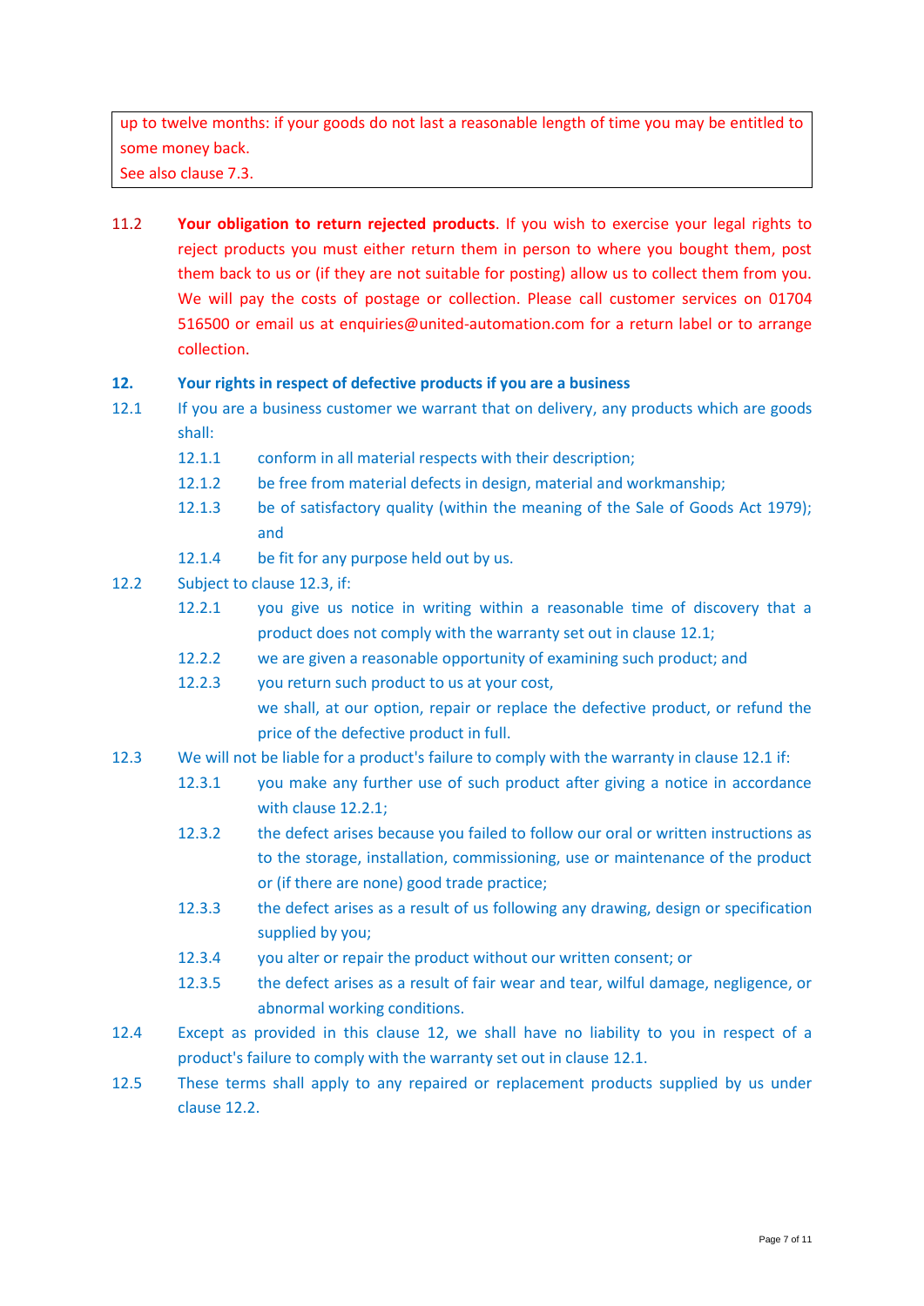up to twelve months: if your goods do not last a reasonable length of time you may be entitled to some money back.
See also clause 7.3.

11.2 **Your obligation to return rejected products**. If you wish to exercise your legal rights to reject products you must either return them in person to where you bought them, post them back to us or (if they are not suitable for posting) allow us to collect them from you. We will pay the costs of postage or collection. Please call customer services on 01704 516500 or email us at enquiries@united-automation.com for a return label or to arrange collection.

## 12. Your rights in respect of defective products if you are a business

12.1 If you are a business customer we warrant that on delivery, any products which are goods shall:

12.1.1 conform in all material respects with their description;

12.1.2 be free from material defects in design, material and workmanship;

12.1.3 be of satisfactory quality (within the meaning of the Sale of Goods Act 1979); and

12.1.4 be fit for any purpose held out by us.

12.2 Subject to clause 12.3, if:

12.2.1 you give us notice in writing within a reasonable time of discovery that a product does not comply with the warranty set out in clause 12.1;

12.2.2 we are given a reasonable opportunity of examining such product; and

12.2.3 you return such product to us at your cost,

we shall, at our option, repair or replace the defective product, or refund the price of the defective product in full.

12.3 We will not be liable for a product's failure to comply with the warranty in clause 12.1 if:

12.3.1 you make any further use of such product after giving a notice in accordance with clause 12.2.1;

12.3.2 the defect arises because you failed to follow our oral or written instructions as to the storage, installation, commissioning, use or maintenance of the product or (if there are none) good trade practice;

12.3.3 the defect arises as a result of us following any drawing, design or specification supplied by you;

12.3.4 you alter or repair the product without our written consent; or

12.3.5 the defect arises as a result of fair wear and tear, wilful damage, negligence, or abnormal working conditions.

12.4 Except as provided in this clause 12, we shall have no liability to you in respect of a product's failure to comply with the warranty set out in clause 12.1.

12.5 These terms shall apply to any repaired or replacement products supplied by us under clause 12.2.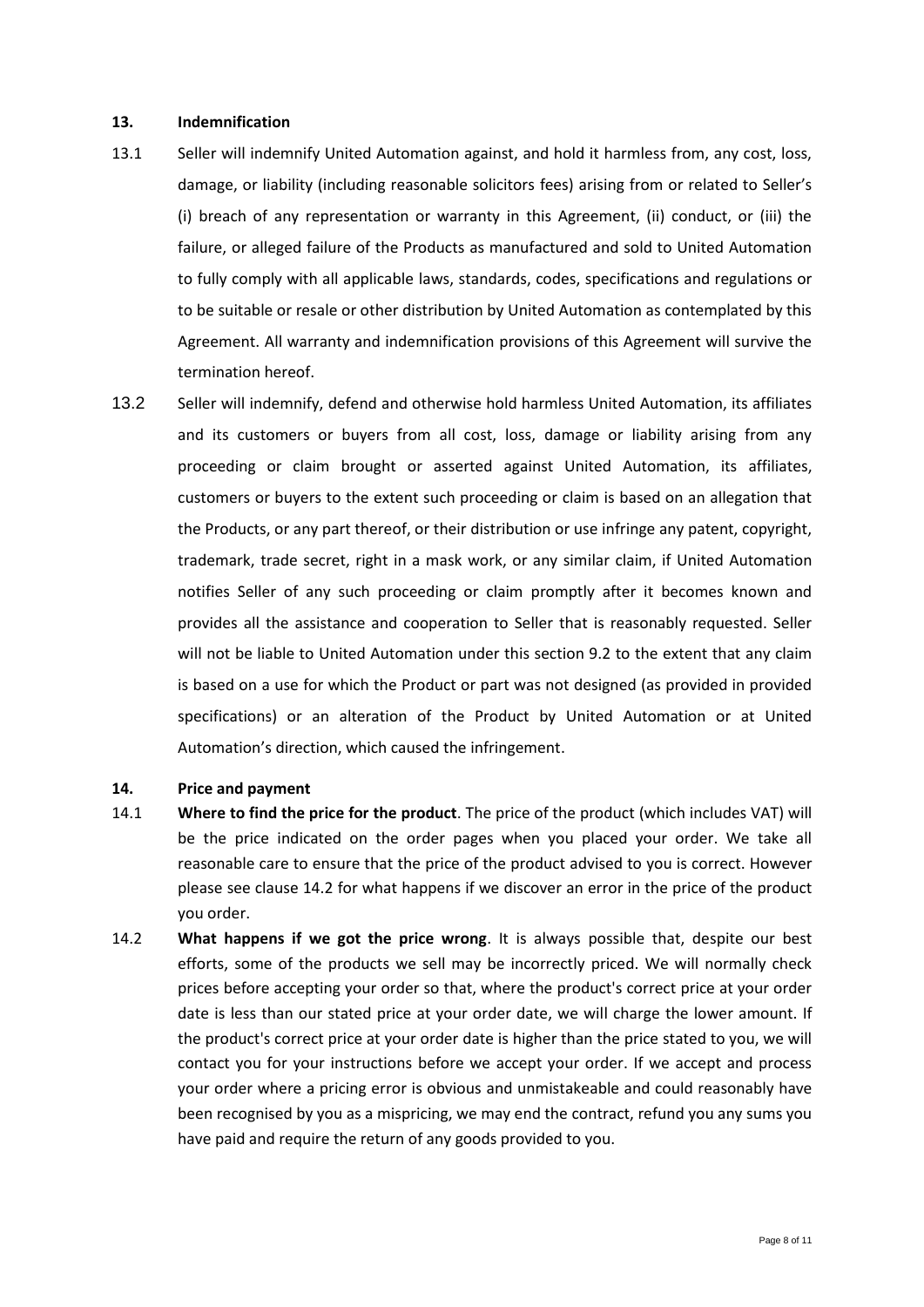## 13. Indemnification

13.1 Seller will indemnify United Automation against, and hold it harmless from, any cost, loss, damage, or liability (including reasonable solicitors fees) arising from or related to Seller's (i) breach of any representation or warranty in this Agreement, (ii) conduct, or (iii) the failure, or alleged failure of the Products as manufactured and sold to United Automation to fully comply with all applicable laws, standards, codes, specifications and regulations or to be suitable or resale or other distribution by United Automation as contemplated by this Agreement. All warranty and indemnification provisions of this Agreement will survive the termination hereof.

13.2 Seller will indemnify, defend and otherwise hold harmless United Automation, its affiliates and its customers or buyers from all cost, loss, damage or liability arising from any proceeding or claim brought or asserted against United Automation, its affiliates, customers or buyers to the extent such proceeding or claim is based on an allegation that the Products, or any part thereof, or their distribution or use infringe any patent, copyright, trademark, trade secret, right in a mask work, or any similar claim, if United Automation notifies Seller of any such proceeding or claim promptly after it becomes known and provides all the assistance and cooperation to Seller that is reasonably requested. Seller will not be liable to United Automation under this section 9.2 to the extent that any claim is based on a use for which the Product or part was not designed (as provided in provided specifications) or an alteration of the Product by United Automation or at United Automation's direction, which caused the infringement.

## 14. Price and payment

14.1 **Where to find the price for the product**. The price of the product (which includes VAT) will be the price indicated on the order pages when you placed your order. We take all reasonable care to ensure that the price of the product advised to you is correct. However please see clause 14.2 for what happens if we discover an error in the price of the product you order.

14.2 **What happens if we got the price wrong**. It is always possible that, despite our best efforts, some of the products we sell may be incorrectly priced. We will normally check prices before accepting your order so that, where the product's correct price at your order date is less than our stated price at your order date, we will charge the lower amount. If the product's correct price at your order date is higher than the price stated to you, we will contact you for your instructions before we accept your order. If we accept and process your order where a pricing error is obvious and unmistakeable and could reasonably have been recognised by you as a mispricing, we may end the contract, refund you any sums you have paid and require the return of any goods provided to you.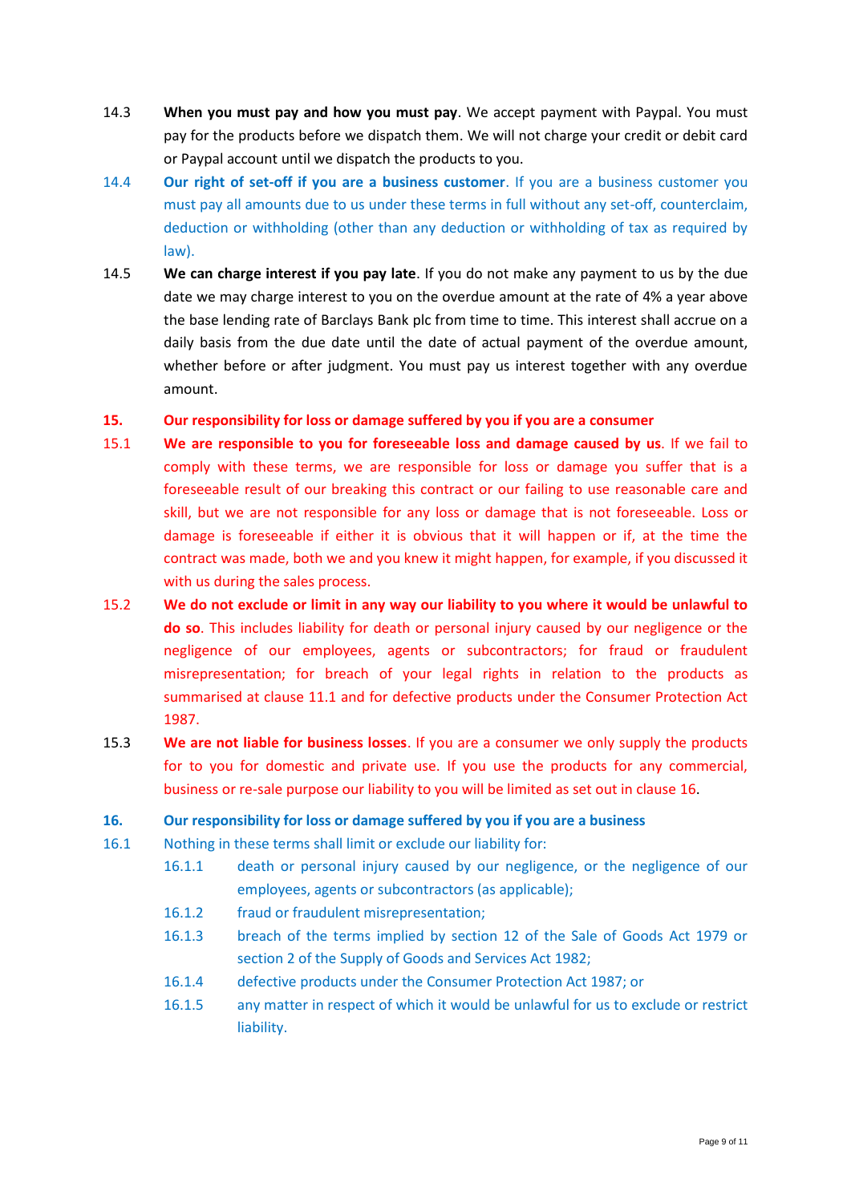14.3 **When you must pay and how you must pay**. We accept payment with Paypal. You must pay for the products before we dispatch them. We will not charge your credit or debit card or Paypal account until we dispatch the products to you.

14.4 **Our right of set-off if you are a business customer**. If you are a business customer you must pay all amounts due to us under these terms in full without any set-off, counterclaim, deduction or withholding (other than any deduction or withholding of tax as required by law).

14.5 **We can charge interest if you pay late**. If you do not make any payment to us by the due date we may charge interest to you on the overdue amount at the rate of 4% a year above the base lending rate of Barclays Bank plc from time to time. This interest shall accrue on a daily basis from the due date until the date of actual payment of the overdue amount, whether before or after judgment. You must pay us interest together with any overdue amount.

## 15. Our responsibility for loss or damage suffered by you if you are a consumer

15.1 **We are responsible to you for foreseeable loss and damage caused by us**. If we fail to comply with these terms, we are responsible for loss or damage you suffer that is a foreseeable result of our breaking this contract or our failing to use reasonable care and skill, but we are not responsible for any loss or damage that is not foreseeable. Loss or damage is foreseeable if either it is obvious that it will happen or if, at the time the contract was made, both we and you knew it might happen, for example, if you discussed it with us during the sales process.

15.2 **We do not exclude or limit in any way our liability to you where it would be unlawful to do so**. This includes liability for death or personal injury caused by our negligence or the negligence of our employees, agents or subcontractors; for fraud or fraudulent misrepresentation; for breach of your legal rights in relation to the products as summarised at clause 11.1 and for defective products under the Consumer Protection Act 1987.

15.3 **We are not liable for business losses**. If you are a consumer we only supply the products for to you for domestic and private use. If you use the products for any commercial, business or re-sale purpose our liability to you will be limited as set out in clause 16.

## 16. Our responsibility for loss or damage suffered by you if you are a business

16.1 Nothing in these terms shall limit or exclude our liability for:

- 16.1.1 death or personal injury caused by our negligence, or the negligence of our employees, agents or subcontractors (as applicable);
- 16.1.2 fraud or fraudulent misrepresentation;
- 16.1.3 breach of the terms implied by section 12 of the Sale of Goods Act 1979 or section 2 of the Supply of Goods and Services Act 1982;
- 16.1.4 defective products under the Consumer Protection Act 1987; or
- 16.1.5 any matter in respect of which it would be unlawful for us to exclude or restrict liability.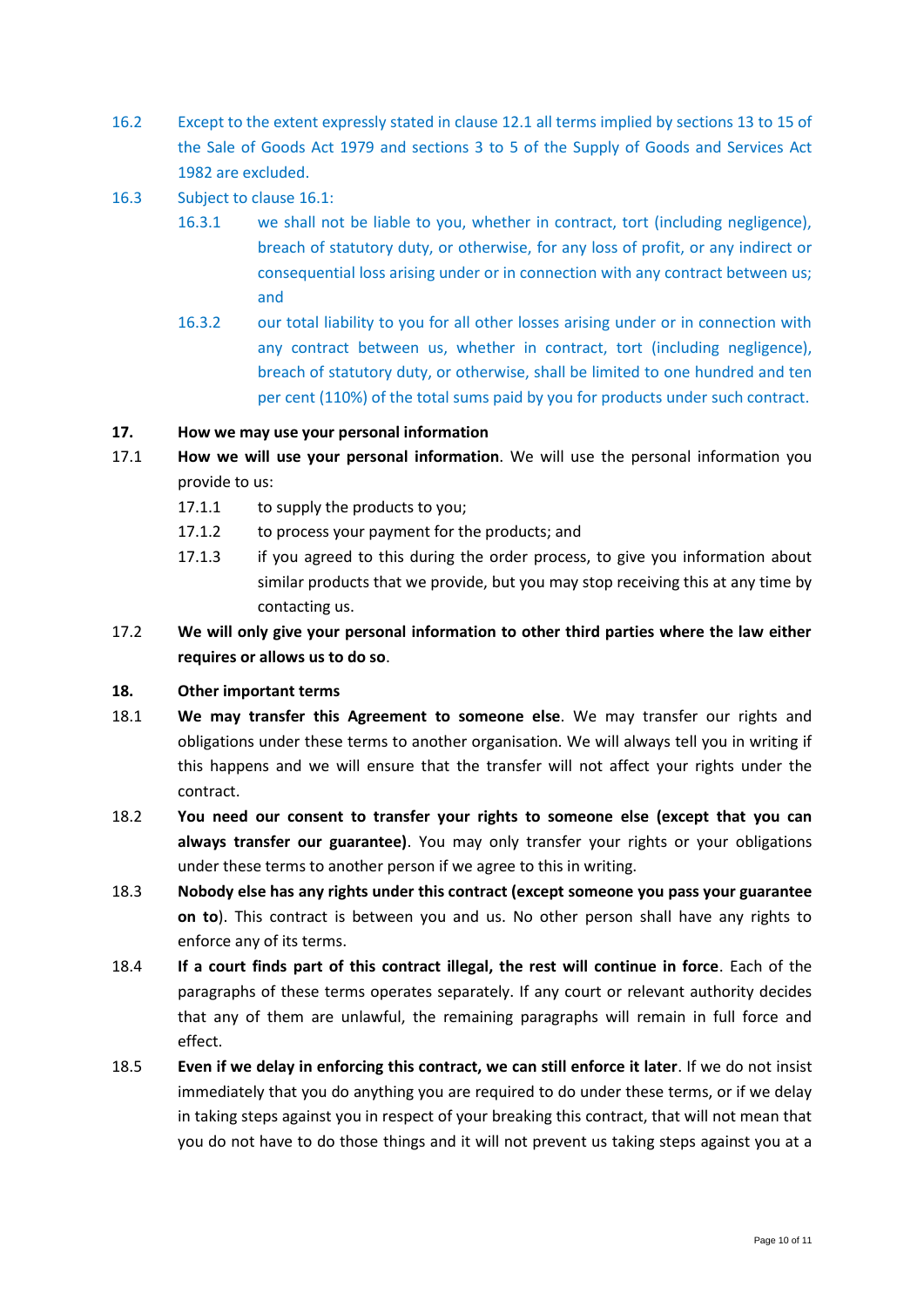16.2 Except to the extent expressly stated in clause 12.1 all terms implied by sections 13 to 15 of the Sale of Goods Act 1979 and sections 3 to 5 of the Supply of Goods and Services Act 1982 are excluded.

16.3 Subject to clause 16.1:

16.3.1 we shall not be liable to you, whether in contract, tort (including negligence), breach of statutory duty, or otherwise, for any loss of profit, or any indirect or consequential loss arising under or in connection with any contract between us; and

16.3.2 our total liability to you for all other losses arising under or in connection with any contract between us, whether in contract, tort (including negligence), breach of statutory duty, or otherwise, shall be limited to one hundred and ten per cent (110%) of the total sums paid by you for products under such contract.

**17. How we may use your personal information**

17.1 **How we will use your personal information**. We will use the personal information you provide to us:

17.1.1 to supply the products to you;

17.1.2 to process your payment for the products; and

17.1.3 if you agreed to this during the order process, to give you information about similar products that we provide, but you may stop receiving this at any time by contacting us.

17.2 **We will only give your personal information to other third parties where the law either requires or allows us to do so**.

**18. Other important terms**

18.1 **We may transfer this Agreement to someone else**. We may transfer our rights and obligations under these terms to another organisation. We will always tell you in writing if this happens and we will ensure that the transfer will not affect your rights under the contract.

18.2 **You need our consent to transfer your rights to someone else (except that you can always transfer our guarantee)**. You may only transfer your rights or your obligations under these terms to another person if we agree to this in writing.

18.3 **Nobody else has any rights under this contract (except someone you pass your guarantee on to**). This contract is between you and us. No other person shall have any rights to enforce any of its terms.

18.4 **If a court finds part of this contract illegal, the rest will continue in force**. Each of the paragraphs of these terms operates separately. If any court or relevant authority decides that any of them are unlawful, the remaining paragraphs will remain in full force and effect.

18.5 **Even if we delay in enforcing this contract, we can still enforce it later**. If we do not insist immediately that you do anything you are required to do under these terms, or if we delay in taking steps against you in respect of your breaking this contract, that will not mean that you do not have to do those things and it will not prevent us taking steps against you at a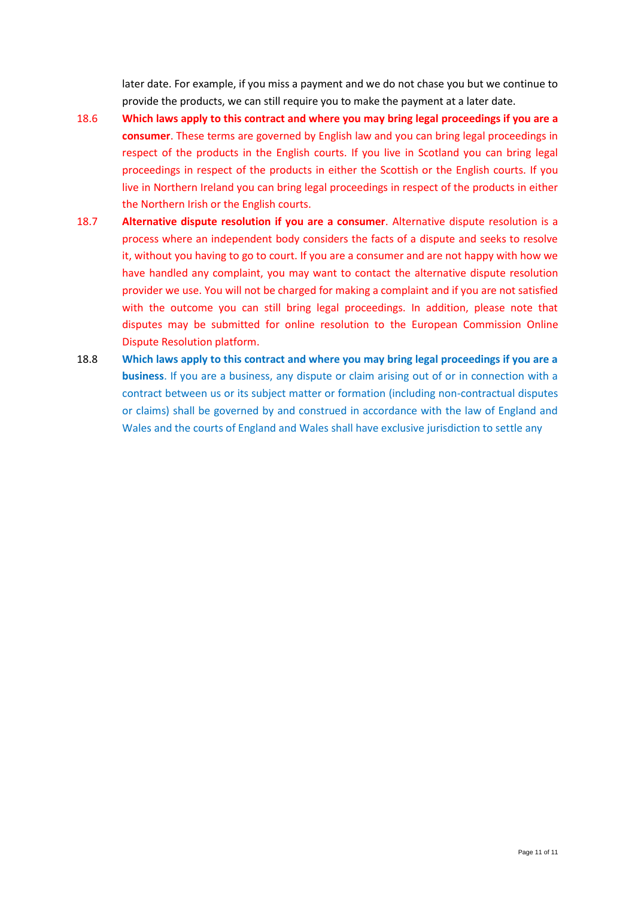later date. For example, if you miss a payment and we do not chase you but we continue to provide the products, we can still require you to make the payment at a later date.

18.6 **Which laws apply to this contract and where you may bring legal proceedings if you are a consumer**. These terms are governed by English law and you can bring legal proceedings in respect of the products in the English courts. If you live in Scotland you can bring legal proceedings in respect of the products in either the Scottish or the English courts. If you live in Northern Ireland you can bring legal proceedings in respect of the products in either the Northern Irish or the English courts.

18.7 **Alternative dispute resolution if you are a consumer**. Alternative dispute resolution is a process where an independent body considers the facts of a dispute and seeks to resolve it, without you having to go to court. If you are a consumer and are not happy with how we have handled any complaint, you may want to contact the alternative dispute resolution provider we use. You will not be charged for making a complaint and if you are not satisfied with the outcome you can still bring legal proceedings. In addition, please note that disputes may be submitted for online resolution to the European Commission Online Dispute Resolution platform.

18.8 **Which laws apply to this contract and where you may bring legal proceedings if you are a business**. If you are a business, any dispute or claim arising out of or in connection with a contract between us or its subject matter or formation (including non-contractual disputes or claims) shall be governed by and construed in accordance with the law of England and Wales and the courts of England and Wales shall have exclusive jurisdiction to settle any